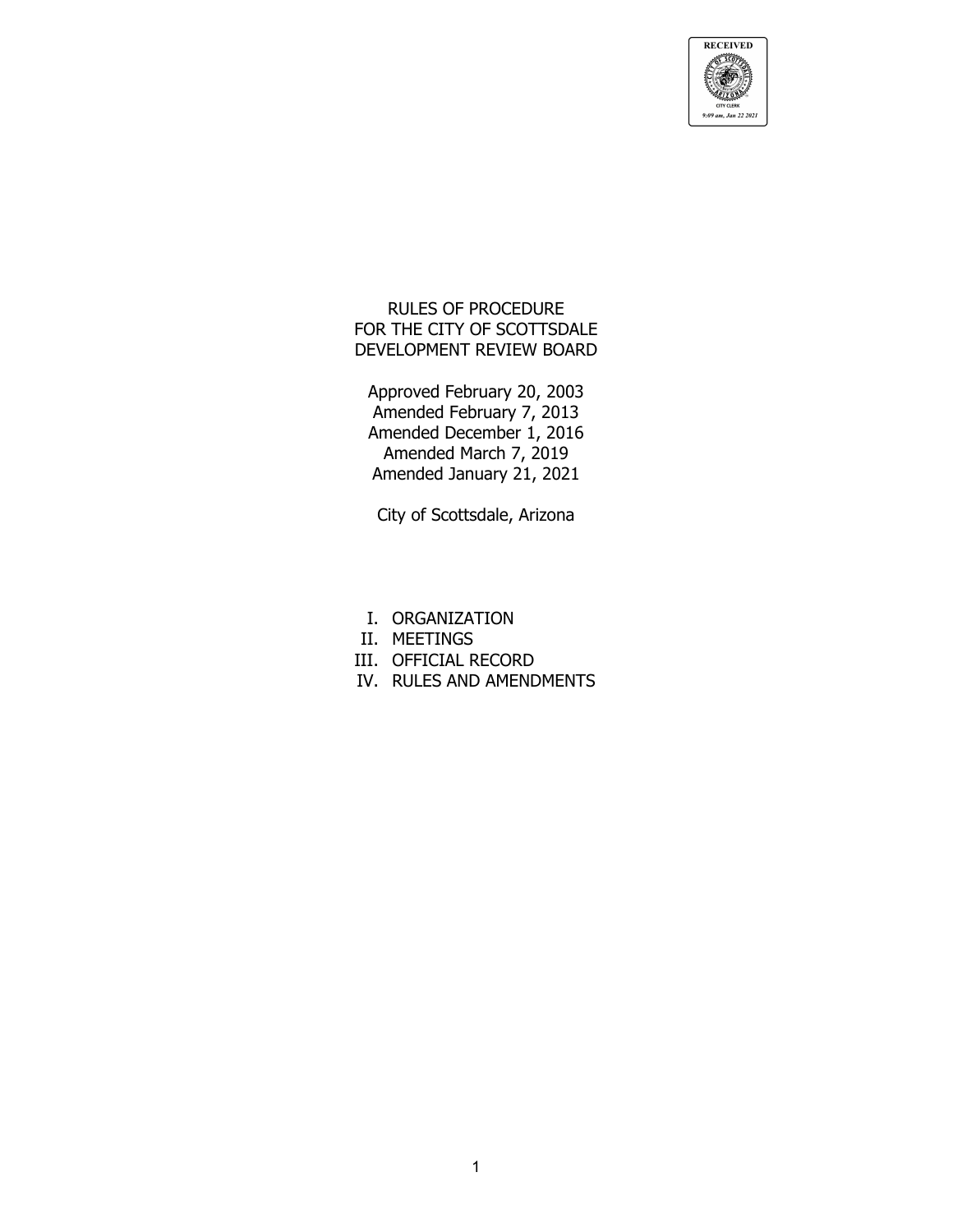RECEIVED
CITY CLERK
9:09 am, Jan 22 2021

# RULES OF PROCEDURE FOR THE CITY OF SCOTTSDALE DEVELOPMENT REVIEW BOARD

Approved February 20, 2003
Amended February 7, 2013
Amended December 1, 2016
Amended March 7, 2019
Amended January 21, 2021

City of Scottsdale, Arizona

I. ORGANIZATION
II. MEETINGS
III. OFFICIAL RECORD
IV. RULES AND AMENDMENTS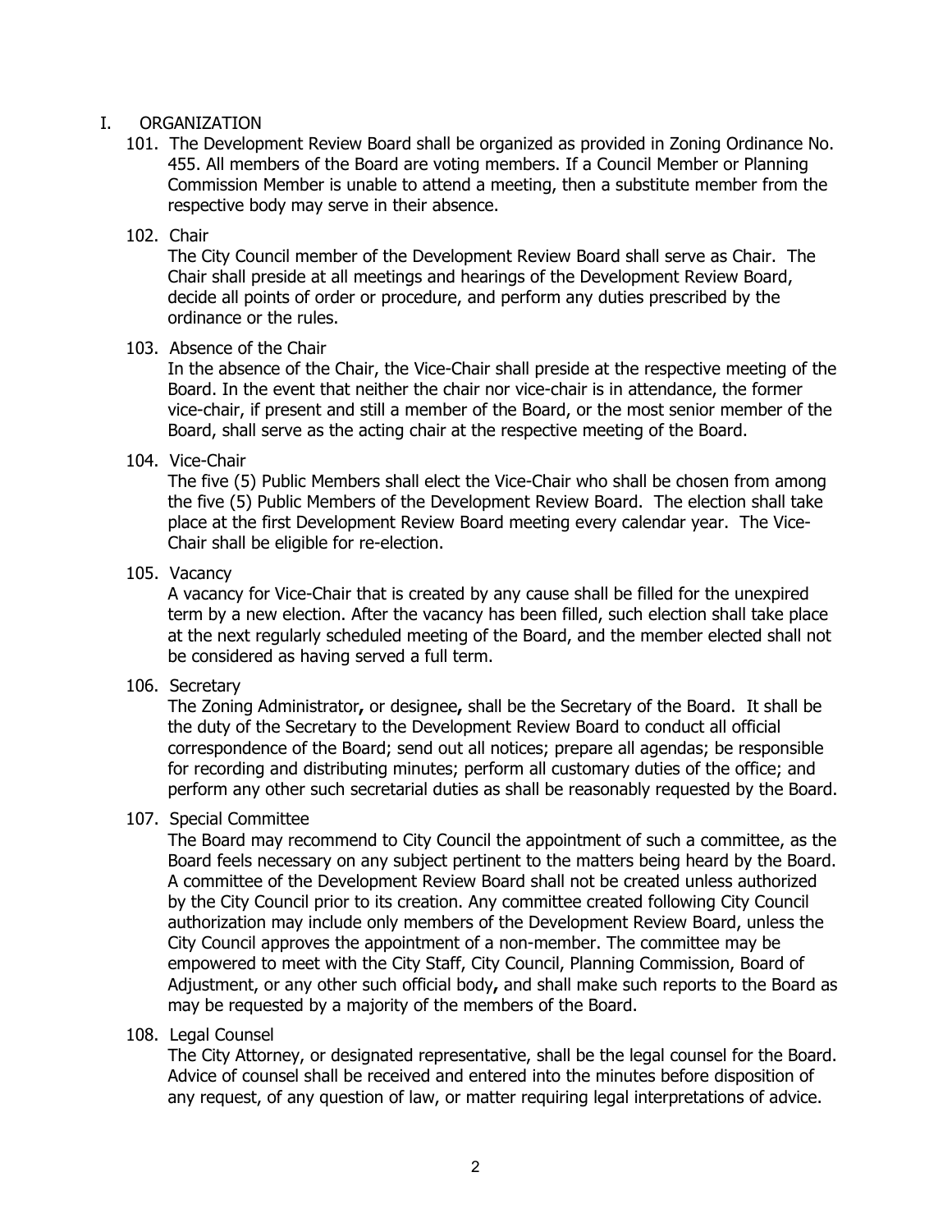## I. ORGANIZATION

101. The Development Review Board shall be organized as provided in Zoning Ordinance No. 455. All members of the Board are voting members. If a Council Member or Planning Commission Member is unable to attend a meeting, then a substitute member from the respective body may serve in their absence.

102. Chair

The City Council member of the Development Review Board shall serve as Chair. The Chair shall preside at all meetings and hearings of the Development Review Board, decide all points of order or procedure, and perform any duties prescribed by the ordinance or the rules.

103. Absence of the Chair

In the absence of the Chair, the Vice-Chair shall preside at the respective meeting of the Board. In the event that neither the chair nor vice-chair is in attendance, the former vice-chair, if present and still a member of the Board, or the most senior member of the Board, shall serve as the acting chair at the respective meeting of the Board.

104. Vice-Chair

The five (5) Public Members shall elect the Vice-Chair who shall be chosen from among the five (5) Public Members of the Development Review Board. The election shall take place at the first Development Review Board meeting every calendar year. The Vice-Chair shall be eligible for re-election.

105. Vacancy

A vacancy for Vice-Chair that is created by any cause shall be filled for the unexpired term by a new election. After the vacancy has been filled, such election shall take place at the next regularly scheduled meeting of the Board, and the member elected shall not be considered as having served a full term.

106. Secretary

The Zoning Administrator**,** or designee**,** shall be the Secretary of the Board. It shall be the duty of the Secretary to the Development Review Board to conduct all official correspondence of the Board; send out all notices; prepare all agendas; be responsible for recording and distributing minutes; perform all customary duties of the office; and perform any other such secretarial duties as shall be reasonably requested by the Board.

107. Special Committee

The Board may recommend to City Council the appointment of such a committee, as the Board feels necessary on any subject pertinent to the matters being heard by the Board. A committee of the Development Review Board shall not be created unless authorized by the City Council prior to its creation. Any committee created following City Council authorization may include only members of the Development Review Board, unless the City Council approves the appointment of a non-member. The committee may be empowered to meet with the City Staff, City Council, Planning Commission, Board of Adjustment, or any other such official body**,** and shall make such reports to the Board as may be requested by a majority of the members of the Board.

108. Legal Counsel

The City Attorney, or designated representative, shall be the legal counsel for the Board. Advice of counsel shall be received and entered into the minutes before disposition of any request, of any question of law, or matter requiring legal interpretations of advice.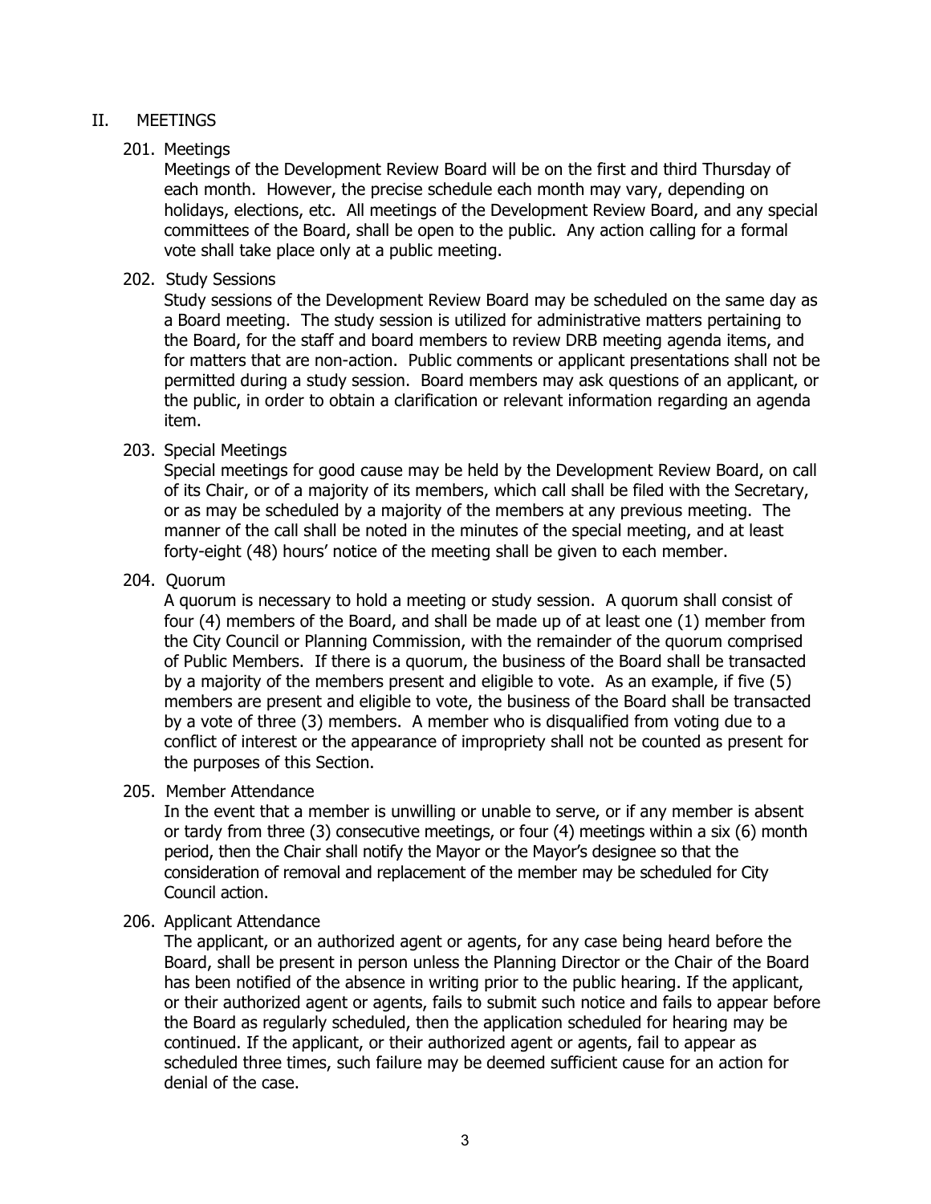## II. MEETINGS

### 201. Meetings

Meetings of the Development Review Board will be on the first and third Thursday of each month. However, the precise schedule each month may vary, depending on holidays, elections, etc. All meetings of the Development Review Board, and any special committees of the Board, shall be open to the public. Any action calling for a formal vote shall take place only at a public meeting.

### 202. Study Sessions

Study sessions of the Development Review Board may be scheduled on the same day as a Board meeting. The study session is utilized for administrative matters pertaining to the Board, for the staff and board members to review DRB meeting agenda items, and for matters that are non-action. Public comments or applicant presentations shall not be permitted during a study session. Board members may ask questions of an applicant, or the public, in order to obtain a clarification or relevant information regarding an agenda item.

### 203. Special Meetings

Special meetings for good cause may be held by the Development Review Board, on call of its Chair, or of a majority of its members, which call shall be filed with the Secretary, or as may be scheduled by a majority of the members at any previous meeting. The manner of the call shall be noted in the minutes of the special meeting, and at least forty-eight (48) hours' notice of the meeting shall be given to each member.

### 204. Quorum

A quorum is necessary to hold a meeting or study session. A quorum shall consist of four (4) members of the Board, and shall be made up of at least one (1) member from the City Council or Planning Commission, with the remainder of the quorum comprised of Public Members. If there is a quorum, the business of the Board shall be transacted by a majority of the members present and eligible to vote. As an example, if five (5) members are present and eligible to vote, the business of the Board shall be transacted by a vote of three (3) members. A member who is disqualified from voting due to a conflict of interest or the appearance of impropriety shall not be counted as present for the purposes of this Section.

### 205. Member Attendance

In the event that a member is unwilling or unable to serve, or if any member is absent or tardy from three (3) consecutive meetings, or four (4) meetings within a six (6) month period, then the Chair shall notify the Mayor or the Mayor's designee so that the consideration of removal and replacement of the member may be scheduled for City Council action.

### 206. Applicant Attendance

The applicant, or an authorized agent or agents, for any case being heard before the Board, shall be present in person unless the Planning Director or the Chair of the Board has been notified of the absence in writing prior to the public hearing. If the applicant, or their authorized agent or agents, fails to submit such notice and fails to appear before the Board as regularly scheduled, then the application scheduled for hearing may be continued. If the applicant, or their authorized agent or agents, fail to appear as scheduled three times, such failure may be deemed sufficient cause for an action for denial of the case.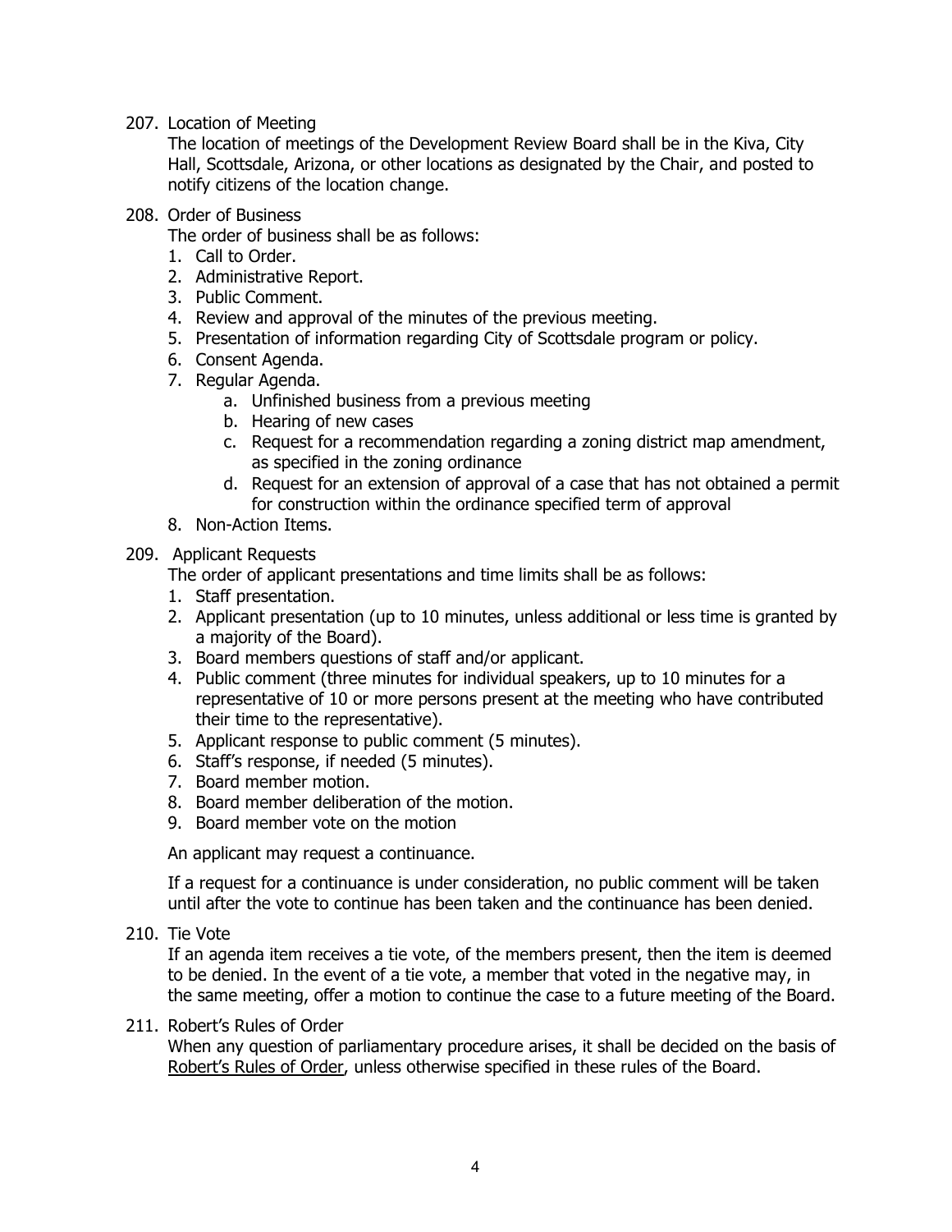207. Location of Meeting

The location of meetings of the Development Review Board shall be in the Kiva, City Hall, Scottsdale, Arizona, or other locations as designated by the Chair, and posted to notify citizens of the location change.

208. Order of Business

The order of business shall be as follows:

1. Call to Order.
2. Administrative Report.
3. Public Comment.
4. Review and approval of the minutes of the previous meeting.
5. Presentation of information regarding City of Scottsdale program or policy.
6. Consent Agenda.
7. Regular Agenda.
    a. Unfinished business from a previous meeting
    b. Hearing of new cases
    c. Request for a recommendation regarding a zoning district map amendment, as specified in the zoning ordinance
    d. Request for an extension of approval of a case that has not obtained a permit for construction within the ordinance specified term of approval
8. Non-Action Items.

209. Applicant Requests

The order of applicant presentations and time limits shall be as follows:

1. Staff presentation.
2. Applicant presentation (up to 10 minutes, unless additional or less time is granted by a majority of the Board).
3. Board members questions of staff and/or applicant.
4. Public comment (three minutes for individual speakers, up to 10 minutes for a representative of 10 or more persons present at the meeting who have contributed their time to the representative).
5. Applicant response to public comment (5 minutes).
6. Staff's response, if needed (5 minutes).
7. Board member motion.
8. Board member deliberation of the motion.
9. Board member vote on the motion

An applicant may request a continuance.

If a request for a continuance is under consideration, no public comment will be taken until after the vote to continue has been taken and the continuance has been denied.

210. Tie Vote

If an agenda item receives a tie vote, of the members present, then the item is deemed to be denied. In the event of a tie vote, a member that voted in the negative may, in the same meeting, offer a motion to continue the case to a future meeting of the Board.

211. Robert's Rules of Order

When any question of parliamentary procedure arises, it shall be decided on the basis of Robert's Rules of Order, unless otherwise specified in these rules of the Board.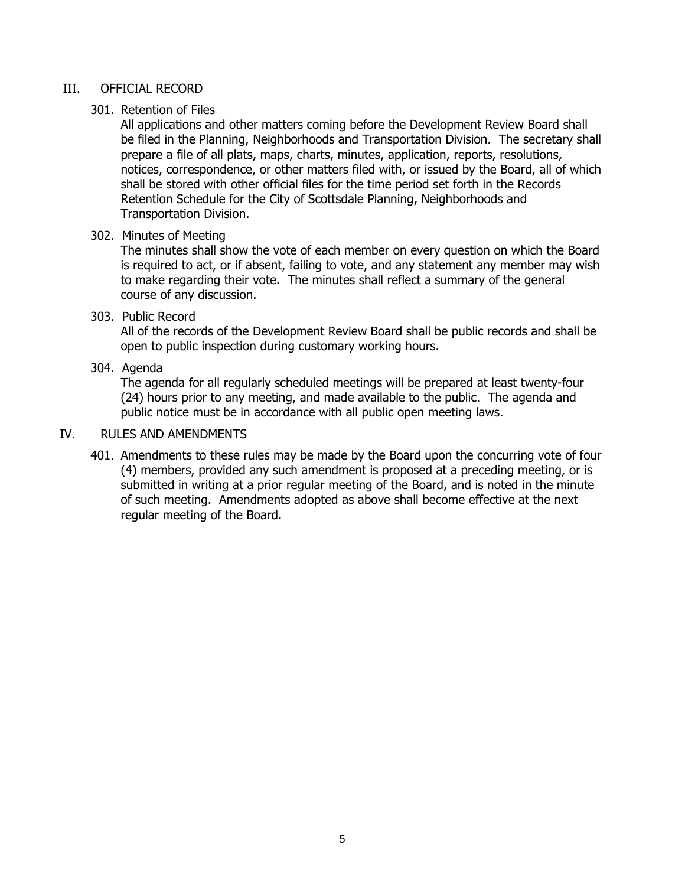## III. OFFICIAL RECORD

301. Retention of Files

All applications and other matters coming before the Development Review Board shall be filed in the Planning, Neighborhoods and Transportation Division. The secretary shall prepare a file of all plats, maps, charts, minutes, application, reports, resolutions, notices, correspondence, or other matters filed with, or issued by the Board, all of which shall be stored with other official files for the time period set forth in the Records Retention Schedule for the City of Scottsdale Planning, Neighborhoods and Transportation Division.

302. Minutes of Meeting

The minutes shall show the vote of each member on every question on which the Board is required to act, or if absent, failing to vote, and any statement any member may wish to make regarding their vote. The minutes shall reflect a summary of the general course of any discussion.

303. Public Record

All of the records of the Development Review Board shall be public records and shall be open to public inspection during customary working hours.

304. Agenda

The agenda for all regularly scheduled meetings will be prepared at least twenty-four (24) hours prior to any meeting, and made available to the public. The agenda and public notice must be in accordance with all public open meeting laws.

## IV. RULES AND AMENDMENTS

401. Amendments to these rules may be made by the Board upon the concurring vote of four (4) members, provided any such amendment is proposed at a preceding meeting, or is submitted in writing at a prior regular meeting of the Board, and is noted in the minute of such meeting. Amendments adopted as above shall become effective at the next regular meeting of the Board.